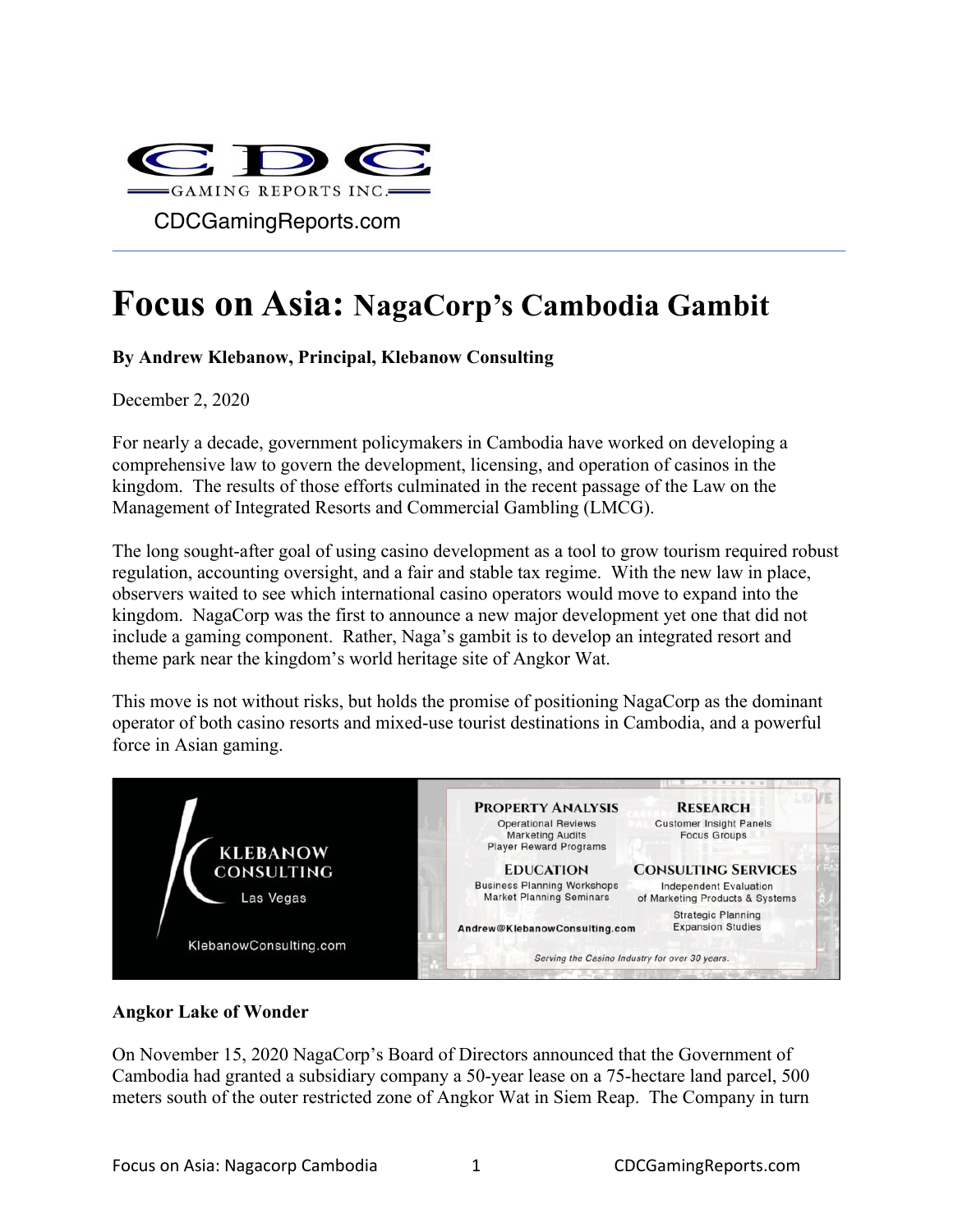CDCGamingReports.com

# Focus on Asia: NagaCorp's Cambodia Gambit

**By Andrew Klebanow, Principal, Klebanow Consulting**

December 2, 2020

For nearly a decade, government policymakers in Cambodia have worked on developing a comprehensive law to govern the development, licensing, and operation of casinos in the kingdom. The results of those efforts culminated in the recent passage of the Law on the Management of Integrated Resorts and Commercial Gambling (LMCG).

The long sought-after goal of using casino development as a tool to grow tourism required robust regulation, accounting oversight, and a fair and stable tax regime. With the new law in place, observers waited to see which international casino operators would move to expand into the kingdom. NagaCorp was the first to announce a new major development yet one that did not include a gaming component. Rather, Naga's gambit is to develop an integrated resort and theme park near the kingdom's world heritage site of Angkor Wat.

This move is not without risks, but holds the promise of positioning NagaCorp as the dominant operator of both casino resorts and mixed-use tourist destinations in Cambodia, and a powerful force in Asian gaming.

KLEBANOW CONSULTING
Las Vegas
KlebanowConsulting.com

**PROPERTY ANALYSIS**
Operational Reviews
Marketing Audits
Player Reward Programs

**RESEARCH**
Customer Insight Panels
Focus Groups

**EDUCATION**
Business Planning Workshops
Market Planning Seminars

**CONSULTING SERVICES**
Independent Evaluation of Marketing Products & Systems
Strategic Planning
Expansion Studies

Andrew@KlebanowConsulting.com

*Serving the Casino Industry for over 30 years.*

**Angkor Lake of Wonder**

On November 15, 2020 NagaCorp's Board of Directors announced that the Government of Cambodia had granted a subsidiary company a 50-year lease on a 75-hectare land parcel, 500 meters south of the outer restricted zone of Angkor Wat in Siem Reap. The Company in turn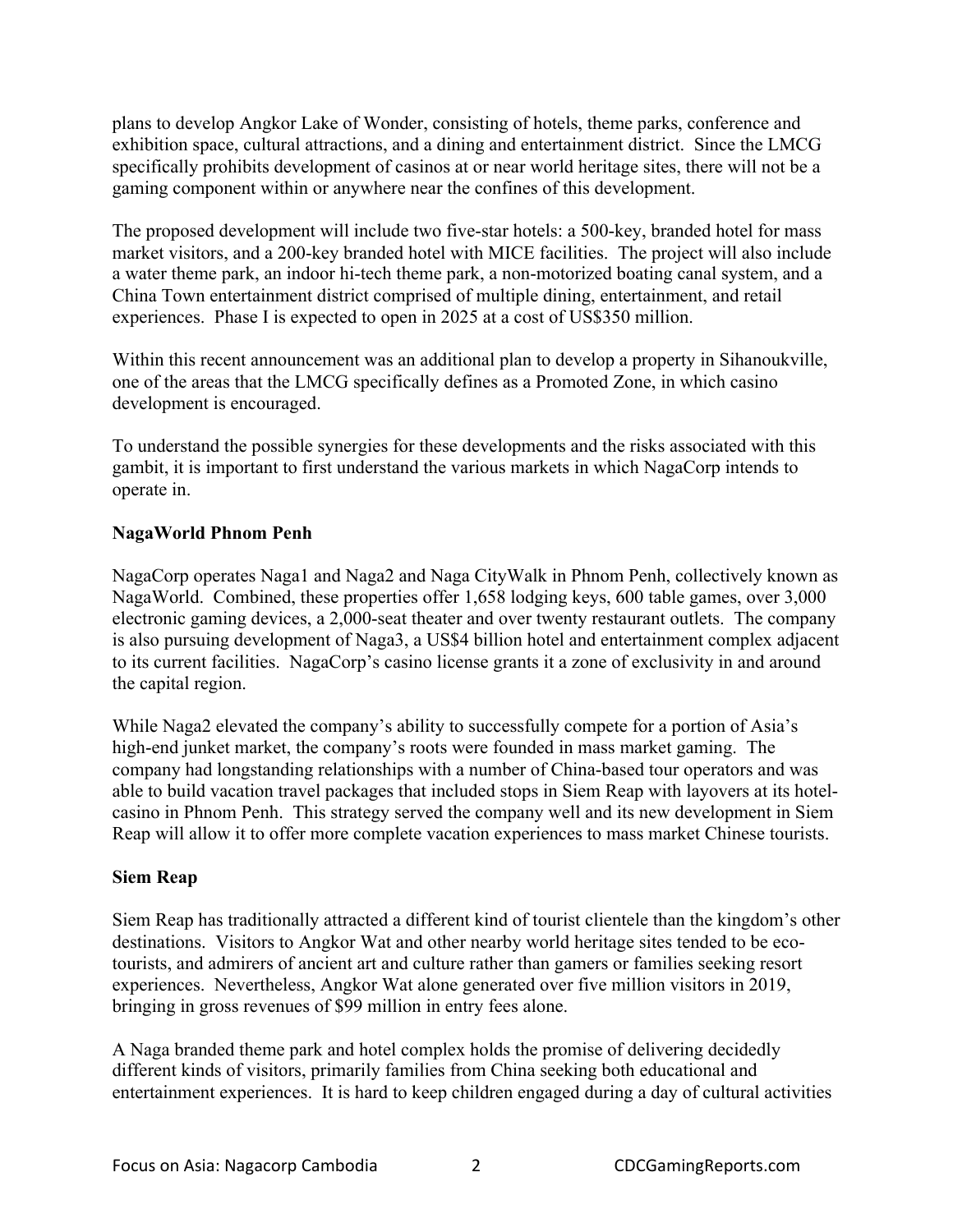plans to develop Angkor Lake of Wonder, consisting of hotels, theme parks, conference and exhibition space, cultural attractions, and a dining and entertainment district. Since the LMCG specifically prohibits development of casinos at or near world heritage sites, there will not be a gaming component within or anywhere near the confines of this development.

The proposed development will include two five-star hotels: a 500-key, branded hotel for mass market visitors, and a 200-key branded hotel with MICE facilities. The project will also include a water theme park, an indoor hi-tech theme park, a non-motorized boating canal system, and a China Town entertainment district comprised of multiple dining, entertainment, and retail experiences. Phase I is expected to open in 2025 at a cost of US$350 million.

Within this recent announcement was an additional plan to develop a property in Sihanoukville, one of the areas that the LMCG specifically defines as a Promoted Zone, in which casino development is encouraged.

To understand the possible synergies for these developments and the risks associated with this gambit, it is important to first understand the various markets in which NagaCorp intends to operate in.

**NagaWorld Phnom Penh**

NagaCorp operates Naga1 and Naga2 and Naga CityWalk in Phnom Penh, collectively known as NagaWorld. Combined, these properties offer 1,658 lodging keys, 600 table games, over 3,000 electronic gaming devices, a 2,000-seat theater and over twenty restaurant outlets. The company is also pursuing development of Naga3, a US$4 billion hotel and entertainment complex adjacent to its current facilities. NagaCorp's casino license grants it a zone of exclusivity in and around the capital region.

While Naga2 elevated the company's ability to successfully compete for a portion of Asia's high-end junket market, the company's roots were founded in mass market gaming. The company had longstanding relationships with a number of China-based tour operators and was able to build vacation travel packages that included stops in Siem Reap with layovers at its hotel-casino in Phnom Penh. This strategy served the company well and its new development in Siem Reap will allow it to offer more complete vacation experiences to mass market Chinese tourists.

**Siem Reap**

Siem Reap has traditionally attracted a different kind of tourist clientele than the kingdom's other destinations. Visitors to Angkor Wat and other nearby world heritage sites tended to be eco-tourists, and admirers of ancient art and culture rather than gamers or families seeking resort experiences. Nevertheless, Angkor Wat alone generated over five million visitors in 2019, bringing in gross revenues of $99 million in entry fees alone.

A Naga branded theme park and hotel complex holds the promise of delivering decidedly different kinds of visitors, primarily families from China seeking both educational and entertainment experiences. It is hard to keep children engaged during a day of cultural activities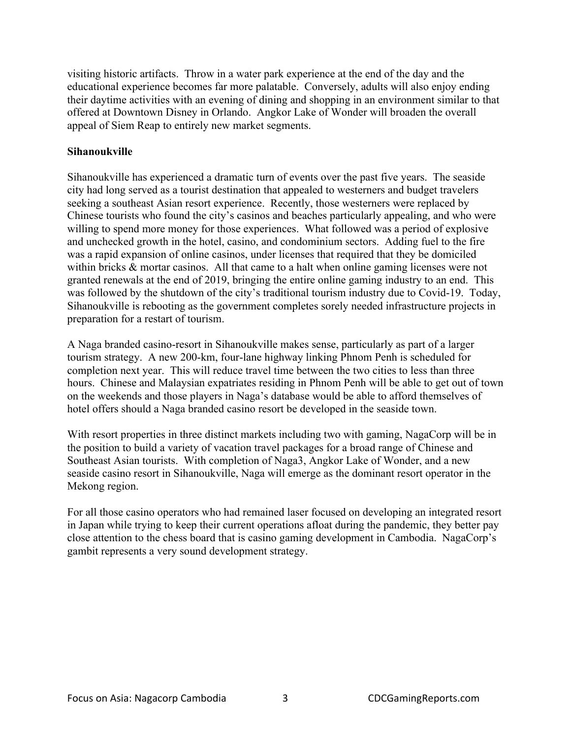visiting historic artifacts. Throw in a water park experience at the end of the day and the educational experience becomes far more palatable. Conversely, adults will also enjoy ending their daytime activities with an evening of dining and shopping in an environment similar to that offered at Downtown Disney in Orlando. Angkor Lake of Wonder will broaden the overall appeal of Siem Reap to entirely new market segments.

**Sihanoukville**

Sihanoukville has experienced a dramatic turn of events over the past five years. The seaside city had long served as a tourist destination that appealed to westerners and budget travelers seeking a southeast Asian resort experience. Recently, those westerners were replaced by Chinese tourists who found the city's casinos and beaches particularly appealing, and who were willing to spend more money for those experiences. What followed was a period of explosive and unchecked growth in the hotel, casino, and condominium sectors. Adding fuel to the fire was a rapid expansion of online casinos, under licenses that required that they be domiciled within bricks & mortar casinos. All that came to a halt when online gaming licenses were not granted renewals at the end of 2019, bringing the entire online gaming industry to an end. This was followed by the shutdown of the city's traditional tourism industry due to Covid-19. Today, Sihanoukville is rebooting as the government completes sorely needed infrastructure projects in preparation for a restart of tourism.

A Naga branded casino-resort in Sihanoukville makes sense, particularly as part of a larger tourism strategy. A new 200-km, four-lane highway linking Phnom Penh is scheduled for completion next year. This will reduce travel time between the two cities to less than three hours. Chinese and Malaysian expatriates residing in Phnom Penh will be able to get out of town on the weekends and those players in Naga's database would be able to afford themselves of hotel offers should a Naga branded casino resort be developed in the seaside town.

With resort properties in three distinct markets including two with gaming, NagaCorp will be in the position to build a variety of vacation travel packages for a broad range of Chinese and Southeast Asian tourists. With completion of Naga3, Angkor Lake of Wonder, and a new seaside casino resort in Sihanoukville, Naga will emerge as the dominant resort operator in the Mekong region.

For all those casino operators who had remained laser focused on developing an integrated resort in Japan while trying to keep their current operations afloat during the pandemic, they better pay close attention to the chess board that is casino gaming development in Cambodia. NagaCorp's gambit represents a very sound development strategy.